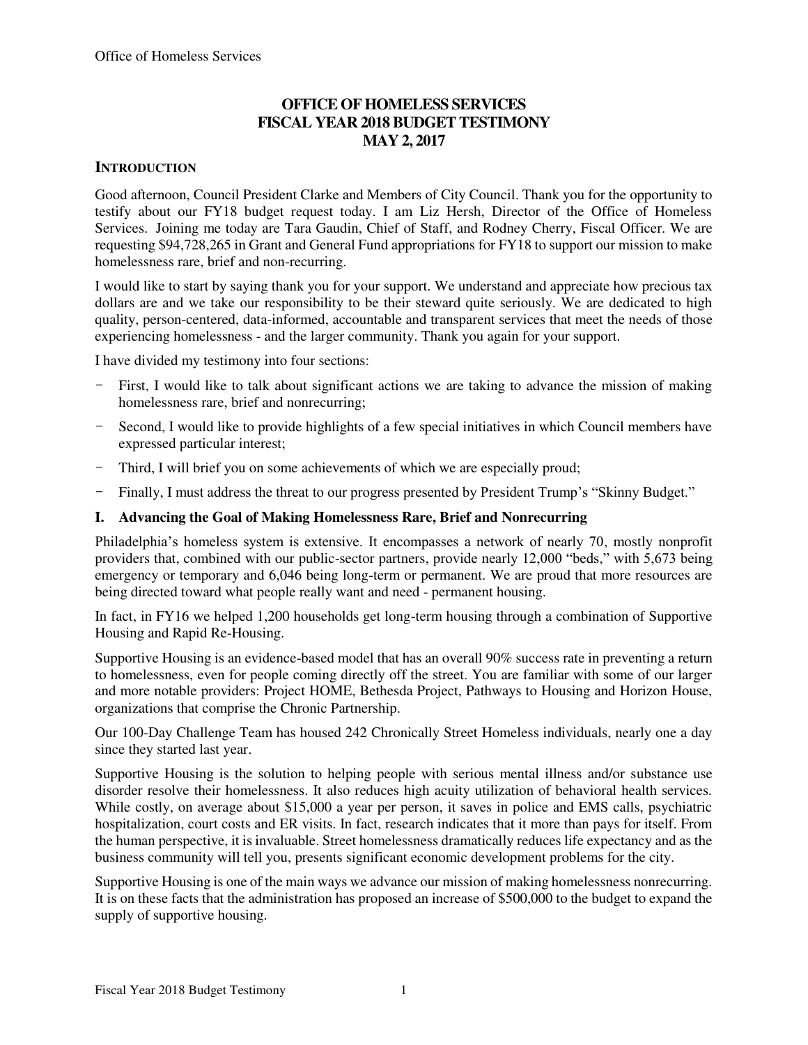# OFFICE OF HOMELESS SERVICES
# FISCAL YEAR 2018 BUDGET TESTIMONY
# MAY 2, 2017

## INTRODUCTION

Good afternoon, Council President Clarke and Members of City Council. Thank you for the opportunity to testify about our FY18 budget request today. I am Liz Hersh, Director of the Office of Homeless Services. Joining me today are Tara Gaudin, Chief of Staff, and Rodney Cherry, Fiscal Officer. We are requesting $94,728,265 in Grant and General Fund appropriations for FY18 to support our mission to make homelessness rare, brief and non-recurring.

I would like to start by saying thank you for your support. We understand and appreciate how precious tax dollars are and we take our responsibility to be their steward quite seriously. We are dedicated to high quality, person-centered, data-informed, accountable and transparent services that meet the needs of those experiencing homelessness - and the larger community. Thank you again for your support.

I have divided my testimony into four sections:

- First, I would like to talk about significant actions we are taking to advance the mission of making homelessness rare, brief and nonrecurring;
- Second, I would like to provide highlights of a few special initiatives in which Council members have expressed particular interest;
- Third, I will brief you on some achievements of which we are especially proud;
- Finally, I must address the threat to our progress presented by President Trump's "Skinny Budget."

## I. Advancing the Goal of Making Homelessness Rare, Brief and Nonrecurring

Philadelphia's homeless system is extensive. It encompasses a network of nearly 70, mostly nonprofit providers that, combined with our public-sector partners, provide nearly 12,000 "beds," with 5,673 being emergency or temporary and 6,046 being long-term or permanent. We are proud that more resources are being directed toward what people really want and need - permanent housing.

In fact, in FY16 we helped 1,200 households get long-term housing through a combination of Supportive Housing and Rapid Re-Housing.

Supportive Housing is an evidence-based model that has an overall 90% success rate in preventing a return to homelessness, even for people coming directly off the street. You are familiar with some of our larger and more notable providers: Project HOME, Bethesda Project, Pathways to Housing and Horizon House, organizations that comprise the Chronic Partnership.

Our 100-Day Challenge Team has housed 242 Chronically Street Homeless individuals, nearly one a day since they started last year.

Supportive Housing is the solution to helping people with serious mental illness and/or substance use disorder resolve their homelessness. It also reduces high acuity utilization of behavioral health services. While costly, on average about $15,000 a year per person, it saves in police and EMS calls, psychiatric hospitalization, court costs and ER visits. In fact, research indicates that it more than pays for itself. From the human perspective, it is invaluable. Street homelessness dramatically reduces life expectancy and as the business community will tell you, presents significant economic development problems for the city.

Supportive Housing is one of the main ways we advance our mission of making homelessness nonrecurring. It is on these facts that the administration has proposed an increase of $500,000 to the budget to expand the supply of supportive housing.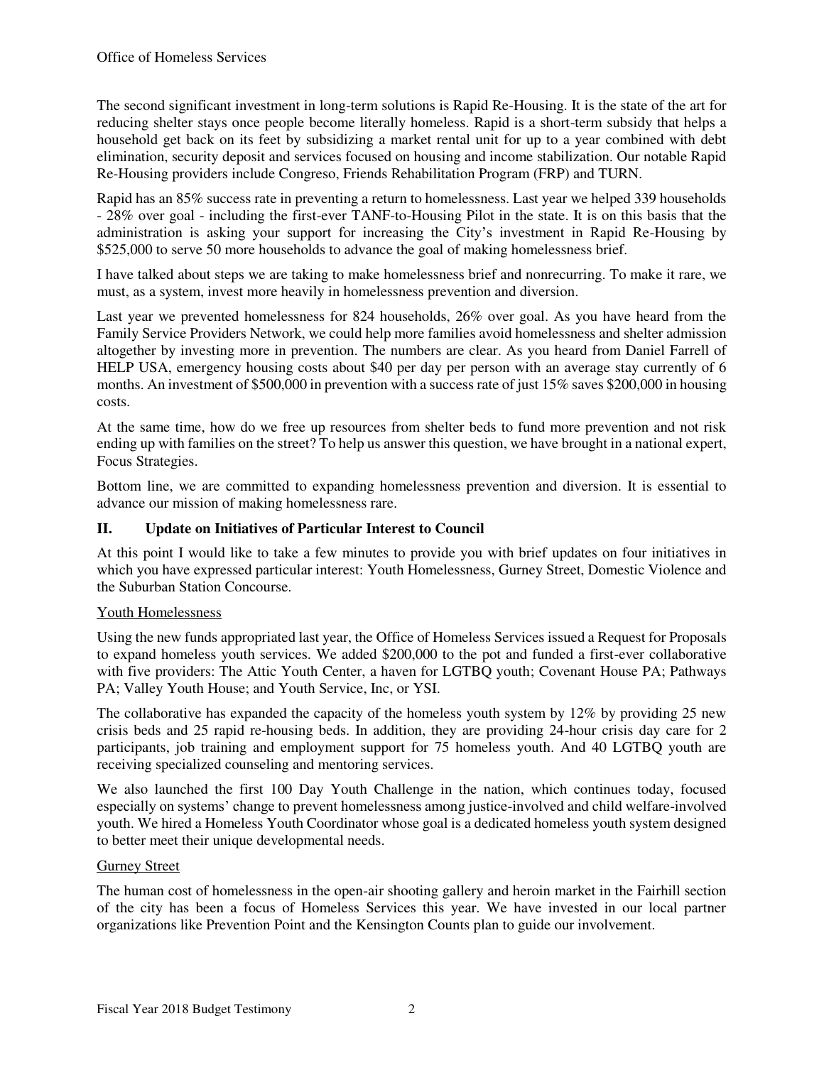The second significant investment in long-term solutions is Rapid Re-Housing. It is the state of the art for reducing shelter stays once people become literally homeless. Rapid is a short-term subsidy that helps a household get back on its feet by subsidizing a market rental unit for up to a year combined with debt elimination, security deposit and services focused on housing and income stabilization. Our notable Rapid Re-Housing providers include Congreso, Friends Rehabilitation Program (FRP) and TURN.

Rapid has an 85% success rate in preventing a return to homelessness. Last year we helped 339 households - 28% over goal - including the first-ever TANF-to-Housing Pilot in the state. It is on this basis that the administration is asking your support for increasing the City's investment in Rapid Re-Housing by $525,000 to serve 50 more households to advance the goal of making homelessness brief.

I have talked about steps we are taking to make homelessness brief and nonrecurring. To make it rare, we must, as a system, invest more heavily in homelessness prevention and diversion.

Last year we prevented homelessness for 824 households, 26% over goal. As you have heard from the Family Service Providers Network, we could help more families avoid homelessness and shelter admission altogether by investing more in prevention. The numbers are clear. As you heard from Daniel Farrell of HELP USA, emergency housing costs about $40 per day per person with an average stay currently of 6 months. An investment of $500,000 in prevention with a success rate of just 15% saves $200,000 in housing costs.

At the same time, how do we free up resources from shelter beds to fund more prevention and not risk ending up with families on the street? To help us answer this question, we have brought in a national expert, Focus Strategies.

Bottom line, we are committed to expanding homelessness prevention and diversion. It is essential to advance our mission of making homelessness rare.

## II. Update on Initiatives of Particular Interest to Council

At this point I would like to take a few minutes to provide you with brief updates on four initiatives in which you have expressed particular interest: Youth Homelessness, Gurney Street, Domestic Violence and the Suburban Station Concourse.

### Youth Homelessness

Using the new funds appropriated last year, the Office of Homeless Services issued a Request for Proposals to expand homeless youth services. We added $200,000 to the pot and funded a first-ever collaborative with five providers: The Attic Youth Center, a haven for LGTBQ youth; Covenant House PA; Pathways PA; Valley Youth House; and Youth Service, Inc, or YSI.

The collaborative has expanded the capacity of the homeless youth system by 12% by providing 25 new crisis beds and 25 rapid re-housing beds. In addition, they are providing 24-hour crisis day care for 2 participants, job training and employment support for 75 homeless youth. And 40 LGTBQ youth are receiving specialized counseling and mentoring services.

We also launched the first 100 Day Youth Challenge in the nation, which continues today, focused especially on systems' change to prevent homelessness among justice-involved and child welfare-involved youth. We hired a Homeless Youth Coordinator whose goal is a dedicated homeless youth system designed to better meet their unique developmental needs.

### Gurney Street

The human cost of homelessness in the open-air shooting gallery and heroin market in the Fairhill section of the city has been a focus of Homeless Services this year. We have invested in our local partner organizations like Prevention Point and the Kensington Counts plan to guide our involvement.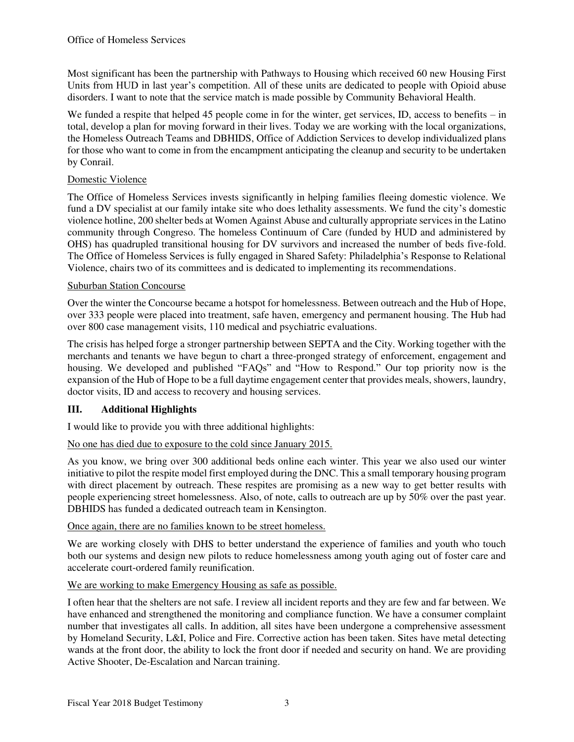Most significant has been the partnership with Pathways to Housing which received 60 new Housing First Units from HUD in last year's competition. All of these units are dedicated to people with Opioid abuse disorders. I want to note that the service match is made possible by Community Behavioral Health.

We funded a respite that helped 45 people come in for the winter, get services, ID, access to benefits – in total, develop a plan for moving forward in their lives. Today we are working with the local organizations, the Homeless Outreach Teams and DBHIDS, Office of Addiction Services to develop individualized plans for those who want to come in from the encampment anticipating the cleanup and security to be undertaken by Conrail.

<u>Domestic Violence</u>

The Office of Homeless Services invests significantly in helping families fleeing domestic violence. We fund a DV specialist at our family intake site who does lethality assessments. We fund the city's domestic violence hotline, 200 shelter beds at Women Against Abuse and culturally appropriate services in the Latino community through Congreso. The homeless Continuum of Care (funded by HUD and administered by OHS) has quadrupled transitional housing for DV survivors and increased the number of beds five-fold. The Office of Homeless Services is fully engaged in Shared Safety: Philadelphia's Response to Relational Violence, chairs two of its committees and is dedicated to implementing its recommendations.

<u>Suburban Station Concourse</u>

Over the winter the Concourse became a hotspot for homelessness. Between outreach and the Hub of Hope, over 333 people were placed into treatment, safe haven, emergency and permanent housing. The Hub had over 800 case management visits, 110 medical and psychiatric evaluations.

The crisis has helped forge a stronger partnership between SEPTA and the City. Working together with the merchants and tenants we have begun to chart a three-pronged strategy of enforcement, engagement and housing. We developed and published "FAQs" and "How to Respond." Our top priority now is the expansion of the Hub of Hope to be a full daytime engagement center that provides meals, showers, laundry, doctor visits, ID and access to recovery and housing services.

## III. Additional Highlights

I would like to provide you with three additional highlights:

<u>No one has died due to exposure to the cold since January 2015.</u>

As you know, we bring over 300 additional beds online each winter. This year we also used our winter initiative to pilot the respite model first employed during the DNC. This a small temporary housing program with direct placement by outreach. These respites are promising as a new way to get better results with people experiencing street homelessness. Also, of note, calls to outreach are up by 50% over the past year. DBHIDS has funded a dedicated outreach team in Kensington.

<u>Once again, there are no families known to be street homeless.</u>

We are working closely with DHS to better understand the experience of families and youth who touch both our systems and design new pilots to reduce homelessness among youth aging out of foster care and accelerate court-ordered family reunification.

<u>We are working to make Emergency Housing as safe as possible.</u>

I often hear that the shelters are not safe. I review all incident reports and they are few and far between. We have enhanced and strengthened the monitoring and compliance function. We have a consumer complaint number that investigates all calls. In addition, all sites have been undergone a comprehensive assessment by Homeland Security, L&I, Police and Fire. Corrective action has been taken. Sites have metal detecting wands at the front door, the ability to lock the front door if needed and security on hand. We are providing Active Shooter, De-Escalation and Narcan training.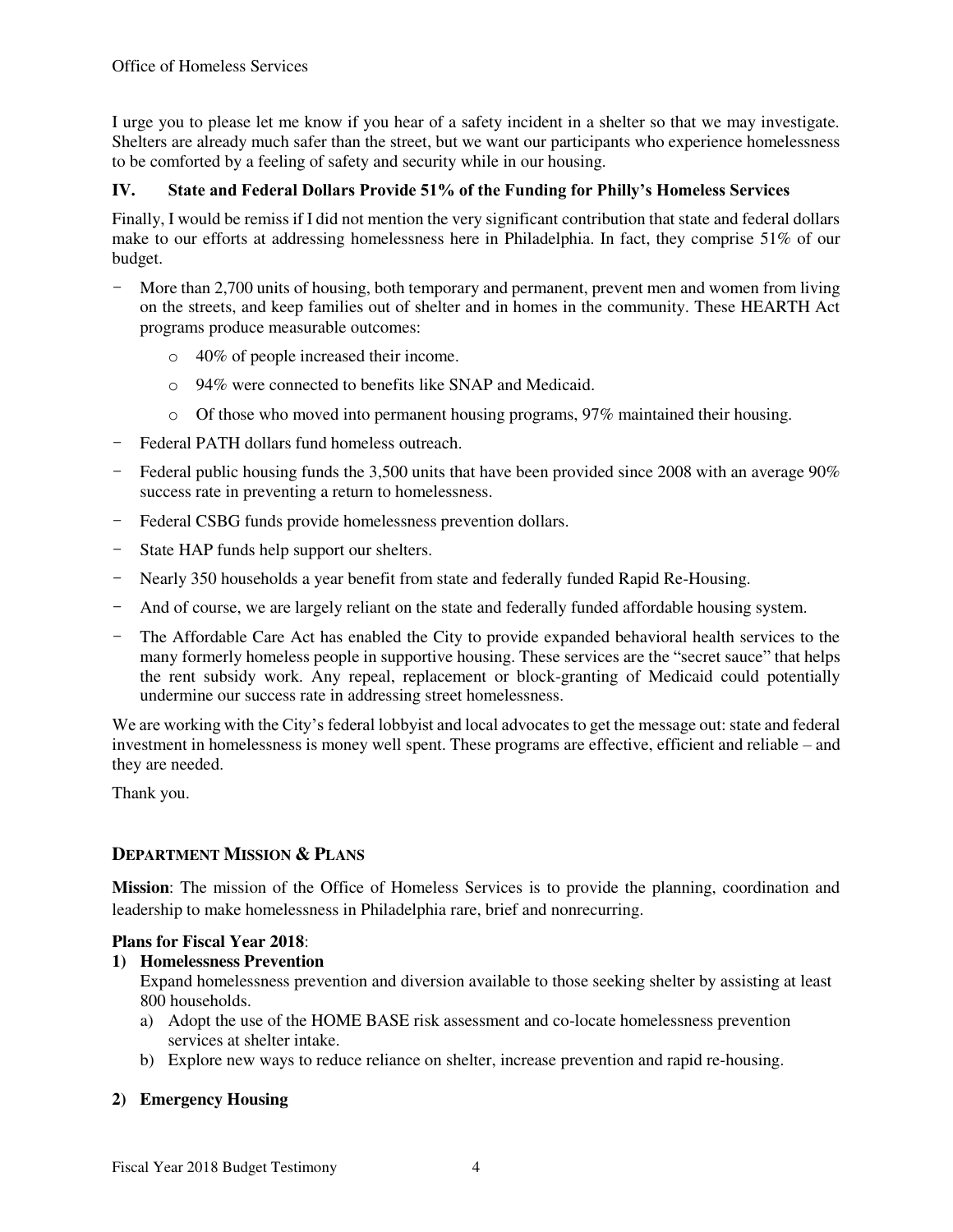I urge you to please let me know if you hear of a safety incident in a shelter so that we may investigate. Shelters are already much safer than the street, but we want our participants who experience homelessness to be comforted by a feeling of safety and security while in our housing.

### IV. State and Federal Dollars Provide 51% of the Funding for Philly's Homeless Services

Finally, I would be remiss if I did not mention the very significant contribution that state and federal dollars make to our efforts at addressing homelessness here in Philadelphia. In fact, they comprise 51% of our budget.

- More than 2,700 units of housing, both temporary and permanent, prevent men and women from living on the streets, and keep families out of shelter and in homes in the community. These HEARTH Act programs produce measurable outcomes:
  - 40% of people increased their income.
  - 94% were connected to benefits like SNAP and Medicaid.
  - Of those who moved into permanent housing programs, 97% maintained their housing.
- Federal PATH dollars fund homeless outreach.
- Federal public housing funds the 3,500 units that have been provided since 2008 with an average 90% success rate in preventing a return to homelessness.
- Federal CSBG funds provide homelessness prevention dollars.
- State HAP funds help support our shelters.
- Nearly 350 households a year benefit from state and federally funded Rapid Re-Housing.
- And of course, we are largely reliant on the state and federally funded affordable housing system.
- The Affordable Care Act has enabled the City to provide expanded behavioral health services to the many formerly homeless people in supportive housing. These services are the "secret sauce" that helps the rent subsidy work. Any repeal, replacement or block-granting of Medicaid could potentially undermine our success rate in addressing street homelessness.

We are working with the City's federal lobbyist and local advocates to get the message out: state and federal investment in homelessness is money well spent. These programs are effective, efficient and reliable – and they are needed.

Thank you.

## DEPARTMENT MISSION & PLANS

**Mission**: The mission of the Office of Homeless Services is to provide the planning, coordination and leadership to make homelessness in Philadelphia rare, brief and nonrecurring.

**Plans for Fiscal Year 2018**:

**1) Homelessness Prevention**

Expand homelessness prevention and diversion available to those seeking shelter by assisting at least 800 households.

a) Adopt the use of the HOME BASE risk assessment and co-locate homelessness prevention services at shelter intake.

b) Explore new ways to reduce reliance on shelter, increase prevention and rapid re-housing.

**2) Emergency Housing**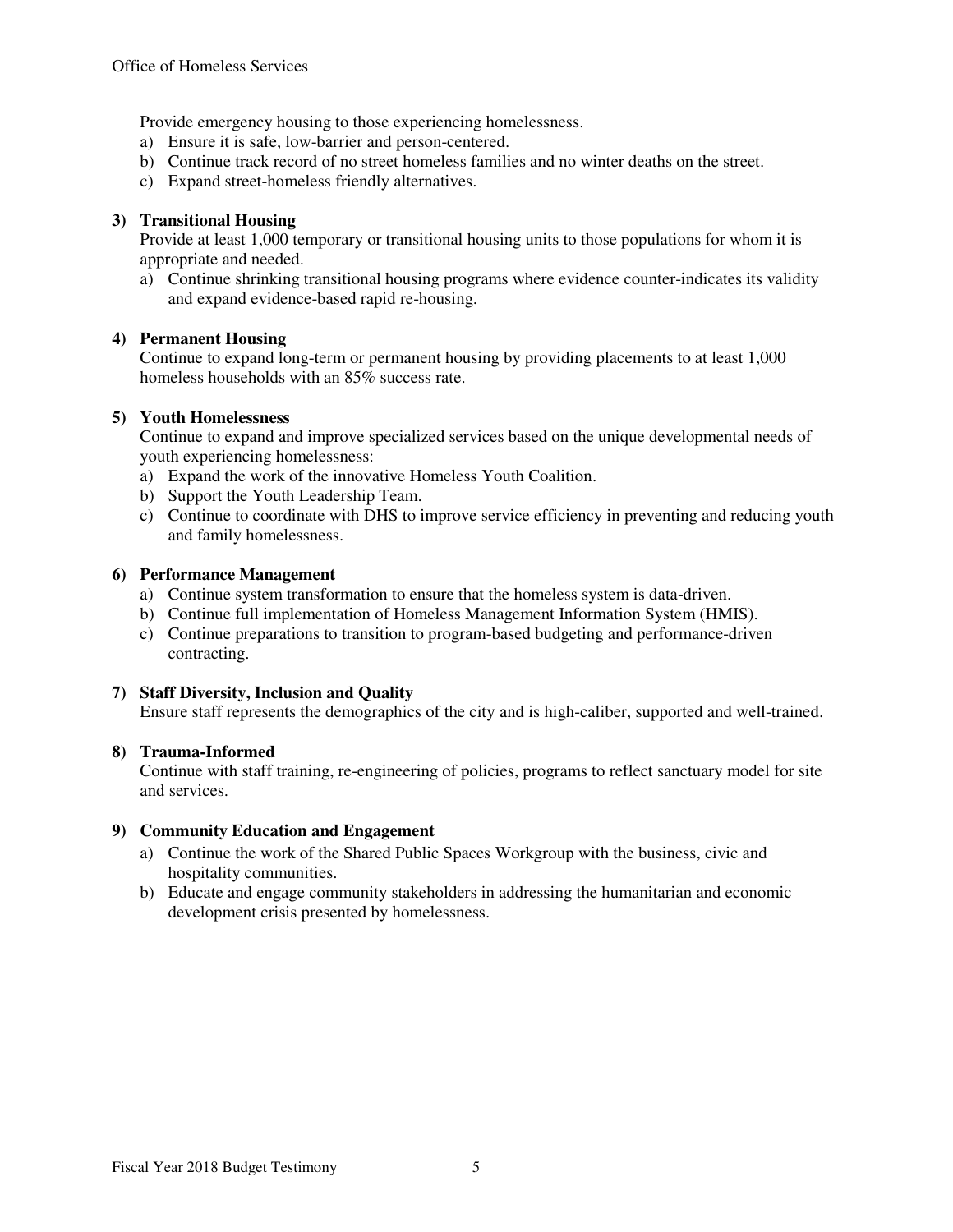Provide emergency housing to those experiencing homelessness.

a) Ensure it is safe, low-barrier and person-centered.
b) Continue track record of no street homeless families and no winter deaths on the street.
c) Expand street-homeless friendly alternatives.

**3) Transitional Housing**

Provide at least 1,000 temporary or transitional housing units to those populations for whom it is appropriate and needed.

a) Continue shrinking transitional housing programs where evidence counter-indicates its validity and expand evidence-based rapid re-housing.

**4) Permanent Housing**

Continue to expand long-term or permanent housing by providing placements to at least 1,000 homeless households with an 85% success rate.

**5) Youth Homelessness**

Continue to expand and improve specialized services based on the unique developmental needs of youth experiencing homelessness:

a) Expand the work of the innovative Homeless Youth Coalition.
b) Support the Youth Leadership Team.
c) Continue to coordinate with DHS to improve service efficiency in preventing and reducing youth and family homelessness.

**6) Performance Management**

a) Continue system transformation to ensure that the homeless system is data-driven.
b) Continue full implementation of Homeless Management Information System (HMIS).
c) Continue preparations to transition to program-based budgeting and performance-driven contracting.

**7) Staff Diversity, Inclusion and Quality**

Ensure staff represents the demographics of the city and is high-caliber, supported and well-trained.

**8) Trauma-Informed**

Continue with staff training, re-engineering of policies, programs to reflect sanctuary model for site and services.

**9) Community Education and Engagement**

a) Continue the work of the Shared Public Spaces Workgroup with the business, civic and hospitality communities.
b) Educate and engage community stakeholders in addressing the humanitarian and economic development crisis presented by homelessness.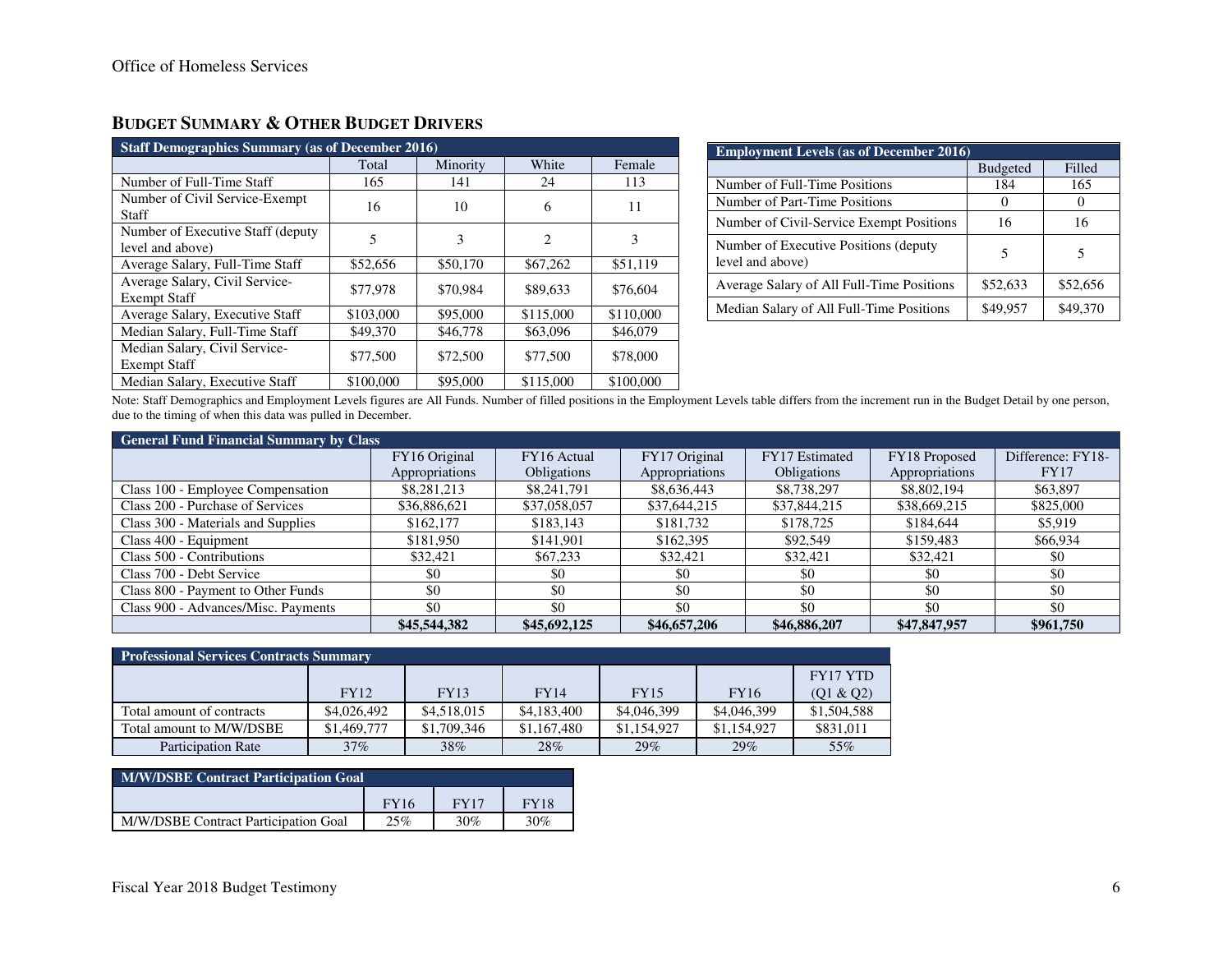Office of Homeless Services

## BUDGET SUMMARY & OTHER BUDGET DRIVERS

| Staff Demographics Summary (as of December 2016) | | | | |
|---|---|---|---|---|
| | Total | Minority | White | Female |
| Number of Full-Time Staff | 165 | 141 | 24 | 113 |
| Number of Civil Service-Exempt Staff | 16 | 10 | 6 | 11 |
| Number of Executive Staff (deputy level and above) | 5 | 3 | 2 | 3 |
| Average Salary, Full-Time Staff | $52,656 | $50,170 | $67,262 | $51,119 |
| Average Salary, Civil Service-Exempt Staff | $77,978 | $70,984 | $89,633 | $76,604 |
| Average Salary, Executive Staff | $103,000 | $95,000 | $115,000 | $110,000 |
| Median Salary, Full-Time Staff | $49,370 | $46,778 | $63,096 | $46,079 |
| Median Salary, Civil Service-Exempt Staff | $77,500 | $72,500 | $77,500 | $78,000 |
| Median Salary, Executive Staff | $100,000 | $95,000 | $115,000 | $100,000 |

| Employment Levels (as of December 2016) | | |
|---|---|---|
| | Budgeted | Filled |
| Number of Full-Time Positions | 184 | 165 |
| Number of Part-Time Positions | 0 | 0 |
| Number of Civil-Service Exempt Positions | 16 | 16 |
| Number of Executive Positions (deputy level and above) | 5 | 5 |
| Average Salary of All Full-Time Positions | $52,633 | $52,656 |
| Median Salary of All Full-Time Positions | $49,957 | $49,370 |

Note: Staff Demographics and Employment Levels figures are All Funds. Number of filled positions in the Employment Levels table differs from the increment run in the Budget Detail by one person, due to the timing of when this data was pulled in December.

| General Fund Financial Summary by Class | | | | | | |
|---|---|---|---|---|---|---|
| | FY16 Original Appropriations | FY16 Actual Obligations | FY17 Original Appropriations | FY17 Estimated Obligations | FY18 Proposed Appropriations | Difference: FY18-FY17 |
| Class 100 - Employee Compensation | $8,281,213 | $8,241,791 | $8,636,443 | $8,738,297 | $8,802,194 | $63,897 |
| Class 200 - Purchase of Services | $36,886,621 | $37,058,057 | $37,644,215 | $37,844,215 | $38,669,215 | $825,000 |
| Class 300 - Materials and Supplies | $162,177 | $183,143 | $181,732 | $178,725 | $184,644 | $5,919 |
| Class 400 - Equipment | $181,950 | $141,901 | $162,395 | $92,549 | $159,483 | $66,934 |
| Class 500 - Contributions | $32,421 | $67,233 | $32,421 | $32,421 | $32,421 | $0 |
| Class 700 - Debt Service | $0 | $0 | $0 | $0 | $0 | $0 |
| Class 800 - Payment to Other Funds | $0 | $0 | $0 | $0 | $0 | $0 |
| Class 900 - Advances/Misc. Payments | $0 | $0 | $0 | $0 | $0 | $0 |
| | **$45,544,382** | **$45,692,125** | **$46,657,206** | **$46,886,207** | **$47,847,957** | **$961,750** |

| Professional Services Contracts Summary | | | | | | |
|---|---|---|---|---|---|---|
| | FY12 | FY13 | FY14 | FY15 | FY16 | FY17 YTD (Q1 & Q2) |
| Total amount of contracts | $4,026,492 | $4,518,015 | $4,183,400 | $4,046,399 | $4,046,399 | $1,504,588 |
| Total amount to M/W/DSBE | $1,469,777 | $1,709,346 | $1,167,480 | $1,154,927 | $1,154,927 | $831,011 |
| Participation Rate | 37% | 38% | 28% | 29% | 29% | 55% |

| M/W/DSBE Contract Participation Goal | | | |
|---|---|---|---|
| | FY16 | FY17 | FY18 |
| M/W/DSBE Contract Participation Goal | 25% | 30% | 30% |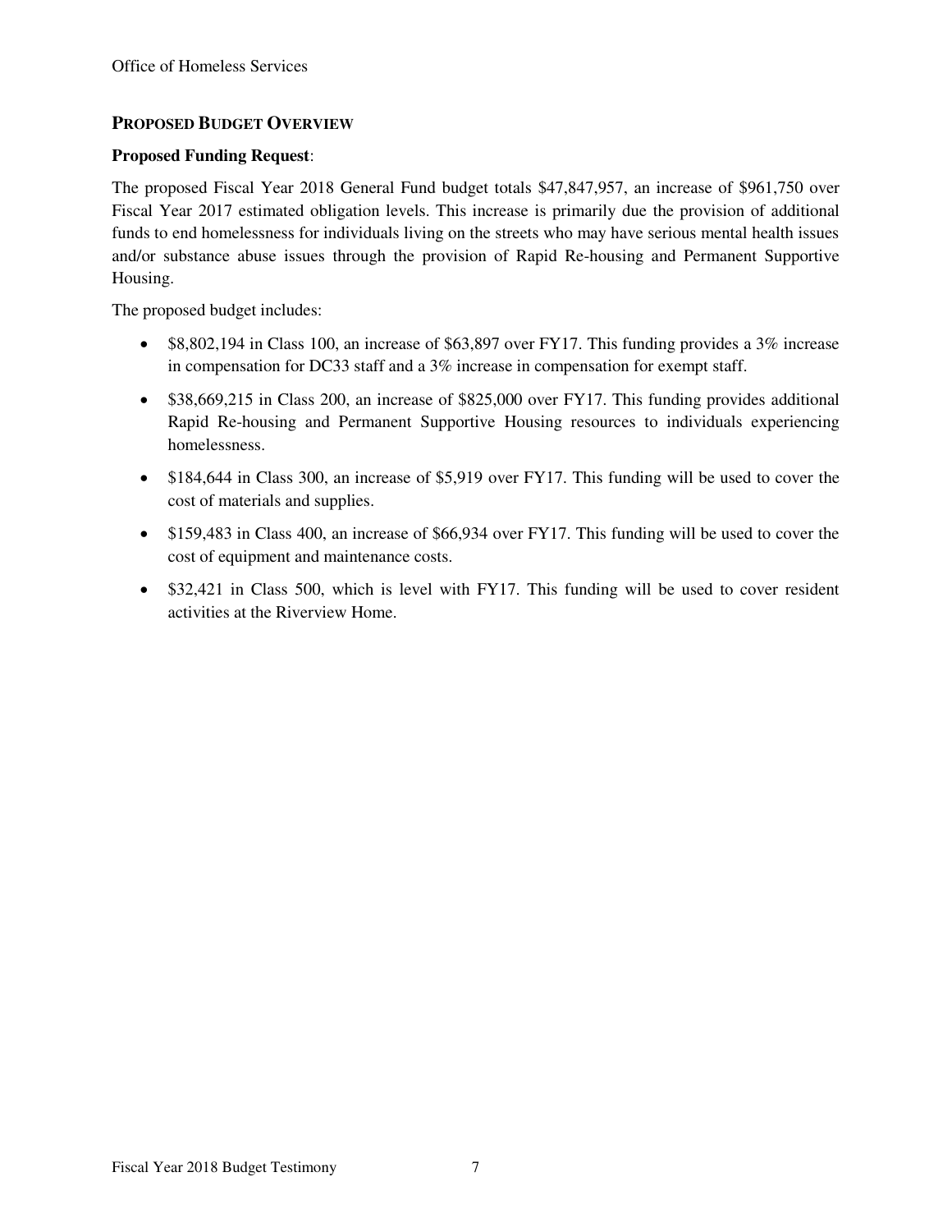## PROPOSED BUDGET OVERVIEW

**Proposed Funding Request**:

The proposed Fiscal Year 2018 General Fund budget totals $47,847,957, an increase of $961,750 over Fiscal Year 2017 estimated obligation levels. This increase is primarily due the provision of additional funds to end homelessness for individuals living on the streets who may have serious mental health issues and/or substance abuse issues through the provision of Rapid Re-housing and Permanent Supportive Housing.

The proposed budget includes:

- $8,802,194 in Class 100, an increase of $63,897 over FY17. This funding provides a 3% increase in compensation for DC33 staff and a 3% increase in compensation for exempt staff.
- $38,669,215 in Class 200, an increase of $825,000 over FY17. This funding provides additional Rapid Re-housing and Permanent Supportive Housing resources to individuals experiencing homelessness.
- $184,644 in Class 300, an increase of $5,919 over FY17. This funding will be used to cover the cost of materials and supplies.
- $159,483 in Class 400, an increase of $66,934 over FY17. This funding will be used to cover the cost of equipment and maintenance costs.
- $32,421 in Class 500, which is level with FY17. This funding will be used to cover resident activities at the Riverview Home.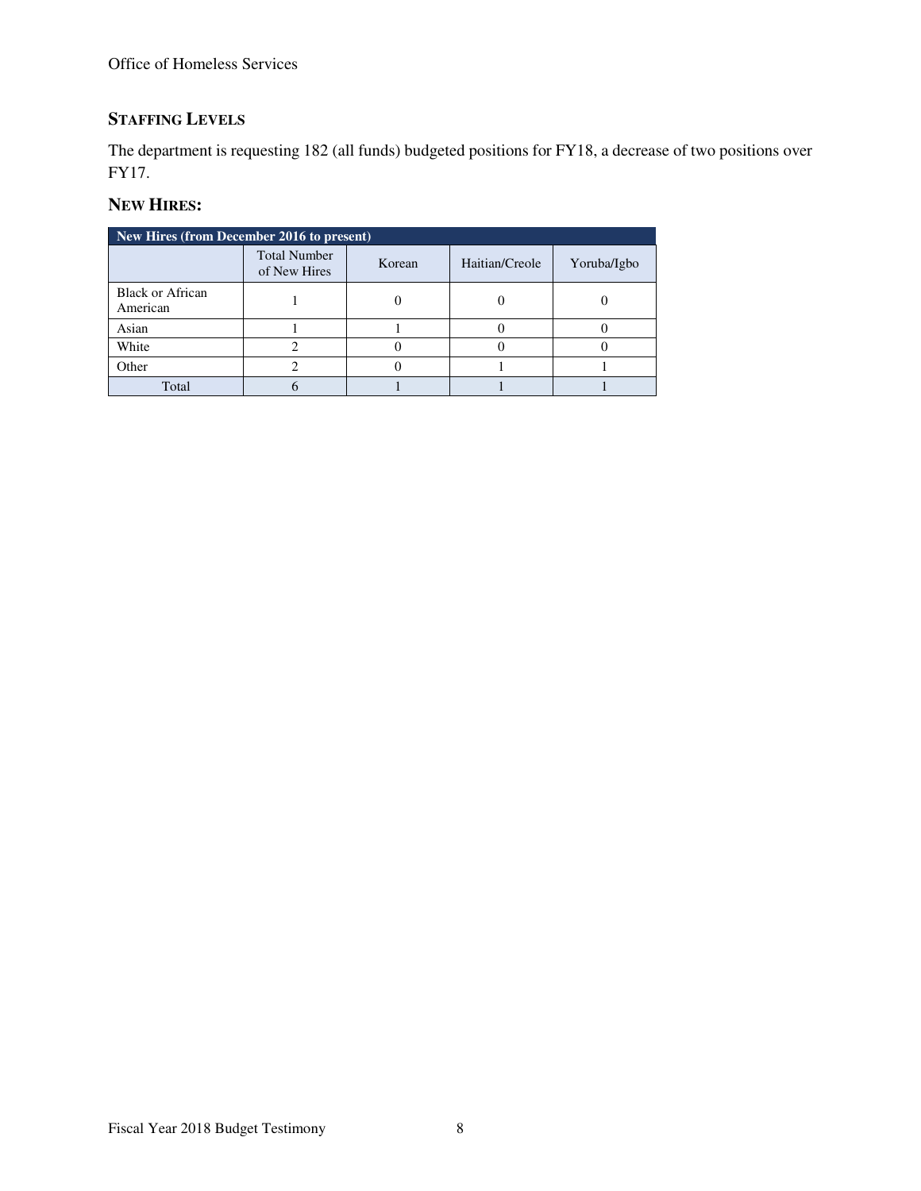## Staffing Levels

The department is requesting 182 (all funds) budgeted positions for FY18, a decrease of two positions over FY17.

## New Hires:

| New Hires (from December 2016 to present) | | | | |
|---|---|---|---|---|
| | Total Number of New Hires | Korean | Haitian/Creole | Yoruba/Igbo |
| Black or African American | 1 | 0 | 0 | 0 |
| Asian | 1 | 1 | 0 | 0 |
| White | 2 | 0 | 0 | 0 |
| Other | 2 | 0 | 1 | 1 |
| Total | 6 | 1 | 1 | 1 |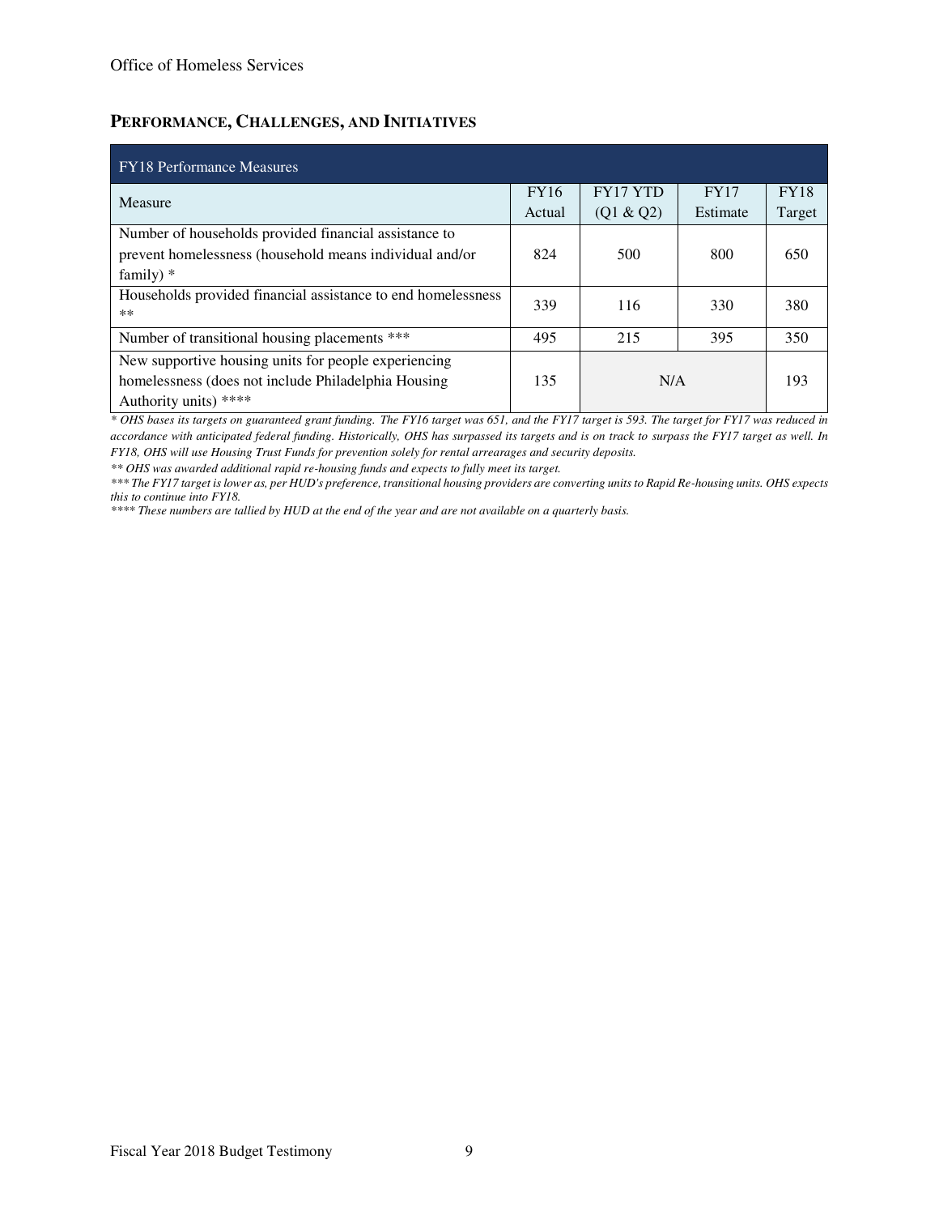## PERFORMANCE, CHALLENGES, AND INITIATIVES

| FY18 Performance Measures | | | | |
|---|---|---|---|---|
| Measure | FY16 Actual | FY17 YTD (Q1 & Q2) | FY17 Estimate | FY18 Target |
| Number of households provided financial assistance to prevent homelessness (household means individual and/or family) * | 824 | 500 | 800 | 650 |
| Households provided financial assistance to end homelessness ** | 339 | 116 | 330 | 380 |
| Number of transitional housing placements *** | 495 | 215 | 395 | 350 |
| New supportive housing units for people experiencing homelessness (does not include Philadelphia Housing Authority units) **** | 135 | N/A | | 193 |

*\* OHS bases its targets on guaranteed grant funding. The FY16 target was 651, and the FY17 target is 593. The target for FY17 was reduced in accordance with anticipated federal funding. Historically, OHS has surpassed its targets and is on track to surpass the FY17 target as well. In FY18, OHS will use Housing Trust Funds for prevention solely for rental arrearages and security deposits.*

*\*\* OHS was awarded additional rapid re-housing funds and expects to fully meet its target.*

*\*\*\* The FY17 target is lower as, per HUD's preference, transitional housing providers are converting units to Rapid Re-housing units. OHS expects this to continue into FY18.*

*\*\*\*\* These numbers are tallied by HUD at the end of the year and are not available on a quarterly basis.*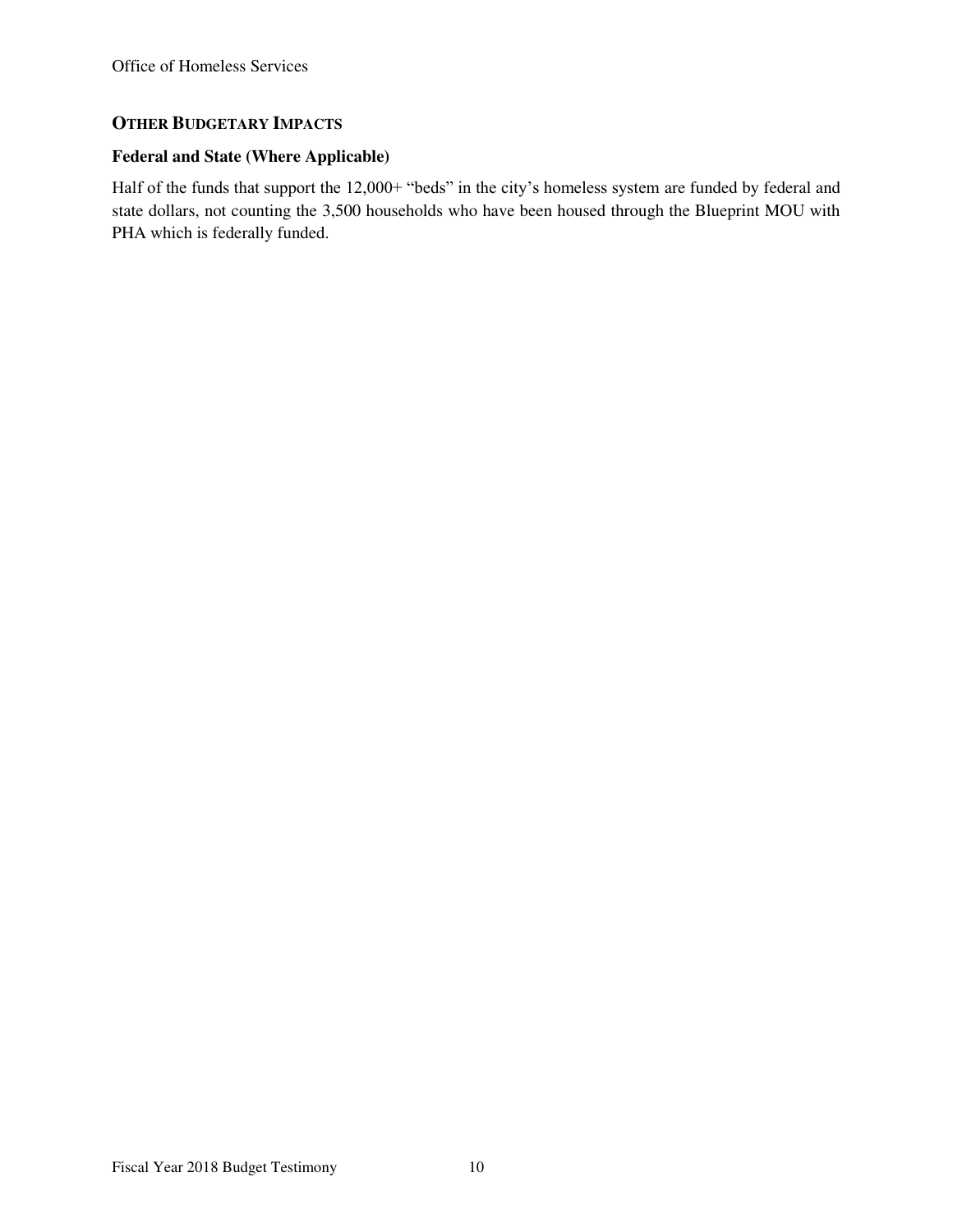## OTHER BUDGETARY IMPACTS

### Federal and State (Where Applicable)

Half of the funds that support the 12,000+ "beds" in the city's homeless system are funded by federal and state dollars, not counting the 3,500 households who have been housed through the Blueprint MOU with PHA which is federally funded.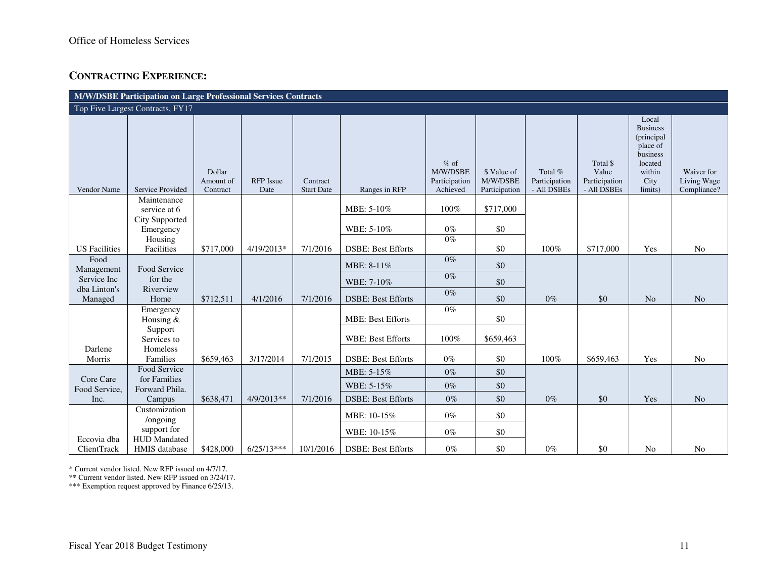Office of Homeless Services

## CONTRACTING EXPERIENCE:

| M/W/DSBE Participation on Large Professional Services Contracts | | | | | | | | | | | |
|---|---|---|---|---|---|---|---|---|---|---|---|
| Top Five Largest Contracts, FY17 | | | | | | | | | | | |
| Vendor Name | Service Provided | Dollar Amount of Contract | RFP Issue Date | Contract Start Date | Ranges in RFP | % of M/W/DSBE Participation Achieved | $ Value of M/W/DSBE Participation | Total % Participation - All DSBEs | Total $ Value Participation - All DSBEs | Local Business (principal place of business located within City limits) | Waiver for Living Wage Compliance? |
| US Facilities | Maintenance service at 6 City Supported Emergency Housing Facilities | $717,000 | 4/19/2013* | 7/1/2016 | MBE: 5-10% | 100% | $717,000 | 100% | $717,000 | Yes | No |
| | | | | | WBE: 5-10% | 0% | $0 | | | | |
| | | | | | DSBE: Best Efforts | 0% | $0 | | | | |
| Food Management Service Inc dba Linton's Managed | Food Service for the Riverview Home | $712,511 | 4/1/2016 | 7/1/2016 | MBE: 8-11% | 0% | $0 | 0% | $0 | No | No |
| | | | | | WBE: 7-10% | 0% | $0 | | | | |
| | | | | | DSBE: Best Efforts | 0% | $0 | | | | |
| Darlene Morris | Emergency Housing & Support Services to Homeless Families | $659,463 | 3/17/2014 | 7/1/2015 | MBE: Best Efforts | 0% | $0 | 100% | $659,463 | Yes | No |
| | | | | | WBE: Best Efforts | 100% | $659,463 | | | | |
| | | | | | DSBE: Best Efforts | 0% | $0 | | | | |
| Core Care Food Service, Inc. | Food Service for Families Forward Phila. Campus | $638,471 | 4/9/2013** | 7/1/2016 | MBE: 5-15% | 0% | $0 | 0% | $0 | Yes | No |
| | | | | | WBE: 5-15% | 0% | $0 | | | | |
| | | | | | DSBE: Best Efforts | 0% | $0 | | | | |
| Eccovia dba ClientTrack | Customization /ongoing support for HUD Mandated HMIS database | $428,000 | 6/25/13*** | 10/1/2016 | MBE: 10-15% | 0% | $0 | 0% | $0 | No | No |
| | | | | | WBE: 10-15% | 0% | $0 | | | | |
| | | | | | DSBE: Best Efforts | 0% | $0 | | | | |

\* Current vendor listed. New RFP issued on 4/7/17.

** Current vendor listed. New RFP issued on 3/24/17.

*** Exemption request approved by Finance 6/25/13.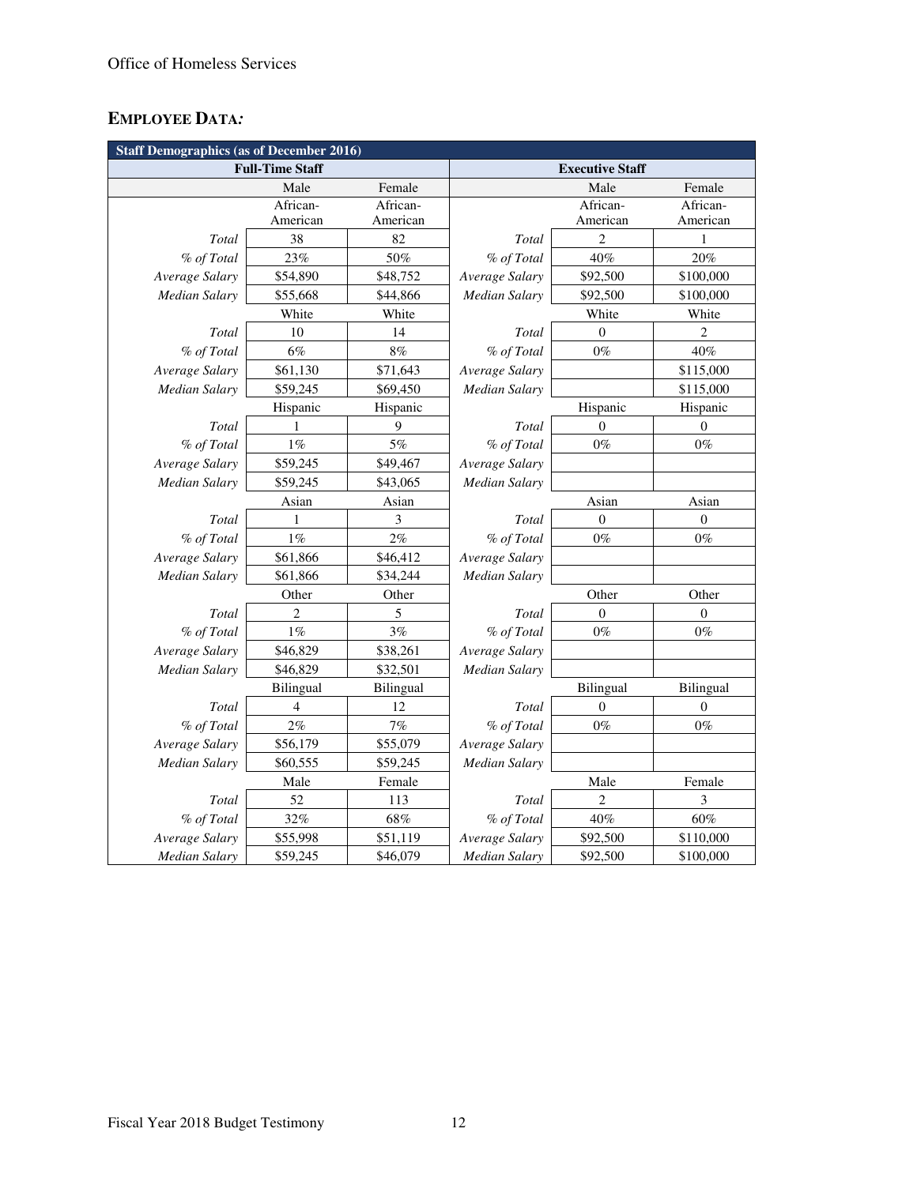Office of Homeless Services

## EMPLOYEE DATA*:*

| Staff Demographics (as of December 2016) | | | | | |
|---|---|---|---|---|---|
| **Full-Time Staff** | | | **Executive Staff** | | |
| | Male | Female | | Male | Female |
| | African-American | African-American | | African-American | African-American |
| *Total* | 38 | 82 | *Total* | 2 | 1 |
| *% of Total* | 23% | 50% | *% of Total* | 40% | 20% |
| *Average Salary* | $54,890 | $48,752 | *Average Salary* | $92,500 | $100,000 |
| *Median Salary* | $55,668 | $44,866 | *Median Salary* | $92,500 | $100,000 |
| | White | White | | White | White |
| *Total* | 10 | 14 | *Total* | 0 | 2 |
| *% of Total* | 6% | 8% | *% of Total* | 0% | 40% |
| *Average Salary* | $61,130 | $71,643 | *Average Salary* | | $115,000 |
| *Median Salary* | $59,245 | $69,450 | *Median Salary* | | $115,000 |
| | Hispanic | Hispanic | | Hispanic | Hispanic |
| *Total* | 1 | 9 | *Total* | 0 | 0 |
| *% of Total* | 1% | 5% | *% of Total* | 0% | 0% |
| *Average Salary* | $59,245 | $49,467 | *Average Salary* | | |
| *Median Salary* | $59,245 | $43,065 | *Median Salary* | | |
| | Asian | Asian | | Asian | Asian |
| *Total* | 1 | 3 | *Total* | 0 | 0 |
| *% of Total* | 1% | 2% | *% of Total* | 0% | 0% |
| *Average Salary* | $61,866 | $46,412 | *Average Salary* | | |
| *Median Salary* | $61,866 | $34,244 | *Median Salary* | | |
| | Other | Other | | Other | Other |
| *Total* | 2 | 5 | *Total* | 0 | 0 |
| *% of Total* | 1% | 3% | *% of Total* | 0% | 0% |
| *Average Salary* | $46,829 | $38,261 | *Average Salary* | | |
| *Median Salary* | $46,829 | $32,501 | *Median Salary* | | |
| | Bilingual | Bilingual | | Bilingual | Bilingual |
| *Total* | 4 | 12 | *Total* | 0 | 0 |
| *% of Total* | 2% | 7% | *% of Total* | 0% | 0% |
| *Average Salary* | $56,179 | $55,079 | *Average Salary* | | |
| *Median Salary* | $60,555 | $59,245 | *Median Salary* | | |
| | Male | Female | | Male | Female |
| *Total* | 52 | 113 | *Total* | 2 | 3 |
| *% of Total* | 32% | 68% | *% of Total* | 40% | 60% |
| *Average Salary* | $55,998 | $51,119 | *Average Salary* | $92,500 | $110,000 |
| *Median Salary* | $59,245 | $46,079 | *Median Salary* | $92,500 | $100,000 |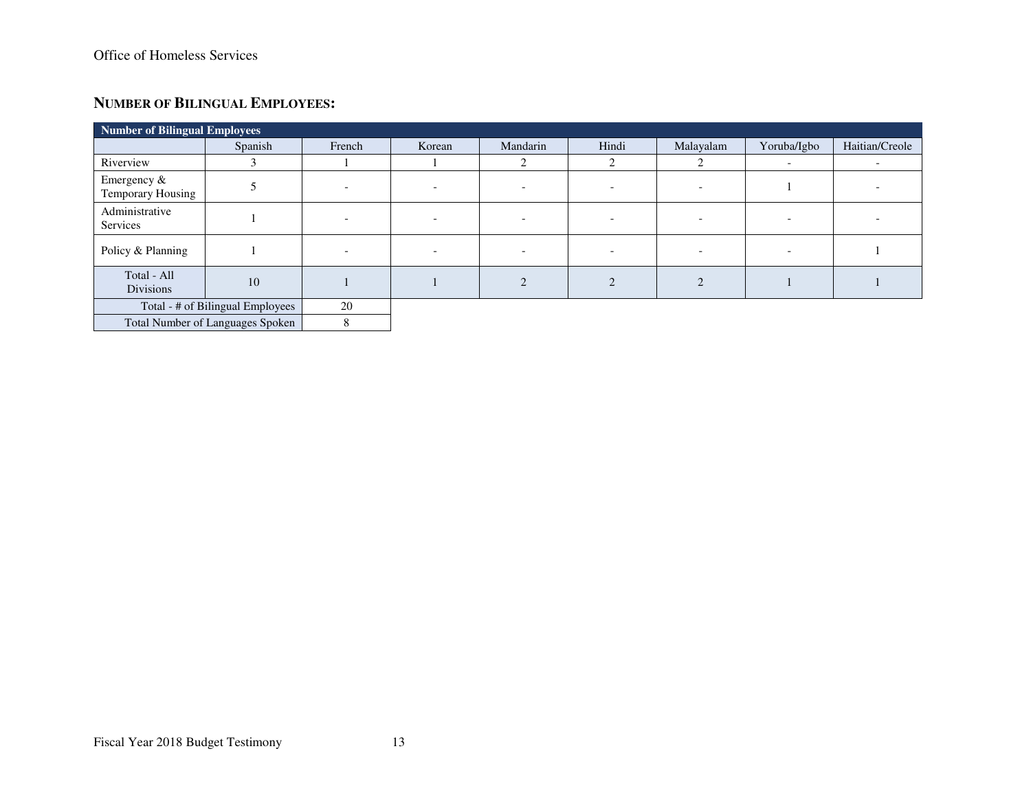## NUMBER OF BILINGUAL EMPLOYEES:

| Number of Bilingual Employees | | | | | | | | |
|---|---|---|---|---|---|---|---|---|
| | Spanish | French | Korean | Mandarin | Hindi | Malayalam | Yoruba/Igbo | Haitian/Creole |
| Riverview | 3 | 1 | 1 | 2 | 2 | 2 | - | - |
| Emergency & Temporary Housing | 5 | - | - | - | - | - | 1 | - |
| Administrative Services | 1 | - | - | - | - | - | - | - |
| Policy & Planning | 1 | - | - | - | - | - | - | 1 |
| Total - All Divisions | 10 | 1 | 1 | 2 | 2 | 2 | 1 | 1 |

| | |
|---|---|
| Total - # of Bilingual Employees | 20 |
| Total Number of Languages Spoken | 8 |